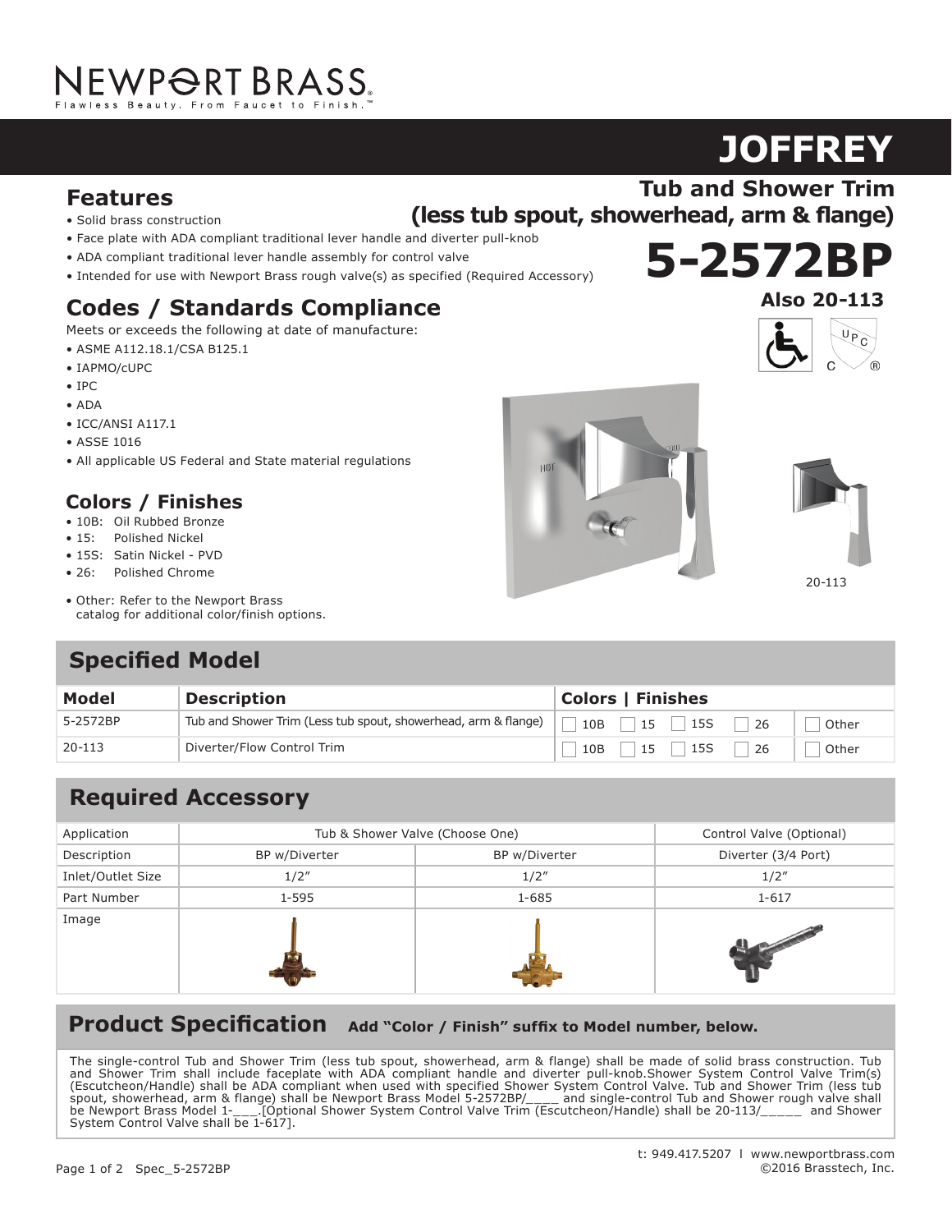NEWPORT BRASS.
Flawless Beauty. From Faucet to Finish.™

# JOFFREY

## Tub and Shower Trim (less tub spout, showerhead, arm & flange)

# 5-2572BP

**Also 20-113**

## Features

- Solid brass construction
- Face plate with ADA compliant traditional lever handle and diverter pull-knob
- ADA compliant traditional lever handle assembly for control valve
- Intended for use with Newport Brass rough valve(s) as specified (Required Accessory)

## Codes / Standards Compliance

Meets or exceeds the following at date of manufacture:

- ASME A112.18.1/CSA B125.1
- IAPMO/cUPC
- IPC
- ADA
- ICC/ANSI A117.1
- ASSE 1016
- All applicable US Federal and State material regulations

## Colors / Finishes

- 10B: Oil Rubbed Bronze
- 15: Polished Nickel
- 15S: Satin Nickel - PVD
- 26: Polished Chrome
- Other: Refer to the Newport Brass catalog for additional color/finish options.

20-113

## Specified Model

| Model | Description | Colors \| Finishes |
|---|---|---|
| 5-2572BP | Tub and Shower Trim (Less tub spout, showerhead, arm & flange) | ☐ 10B ☐ 15 ☐ 15S ☐ 26 ☐ Other |
| 20-113 | Diverter/Flow Control Trim | ☐ 10B ☐ 15 ☐ 15S ☐ 26 ☐ Other |

## Required Accessory

| Application | Tub & Shower Valve (Choose One) | | Control Valve (Optional) |
|---|---|---|---|
| Description | BP w/Diverter | BP w/Diverter | Diverter (3/4 Port) |
| Inlet/Outlet Size | 1/2″ | 1/2″ | 1/2″ |
| Part Number | 1-595 | 1-685 | 1-617 |
| Image | | | |

## Product Specification

**Add "Color / Finish" suffix to Model number, below.**

The single-control Tub and Shower Trim (less tub spout, showerhead, arm & flange) shall be made of solid brass construction. Tub and Shower Trim shall include faceplate with ADA compliant handle and diverter pull-knob.Shower System Control Valve Trim(s) (Escutcheon/Handle) shall be ADA compliant when used with specified Shower System Control Valve. Tub and Shower Trim (less tub spout, showerhead, arm & flange) shall be Newport Brass Model 5-2572BP/____ and single-control Tub and Shower rough valve shall be Newport Brass Model 1-___.[Optional Shower System Control Valve Trim (Escutcheon/Handle) shall be 20-113/_____ and Shower System Control Valve shall be 1-617].

t: 949.417.5207 | www.newportbrass.com
©2016 Brasstech, Inc.

Spec_5-2572BP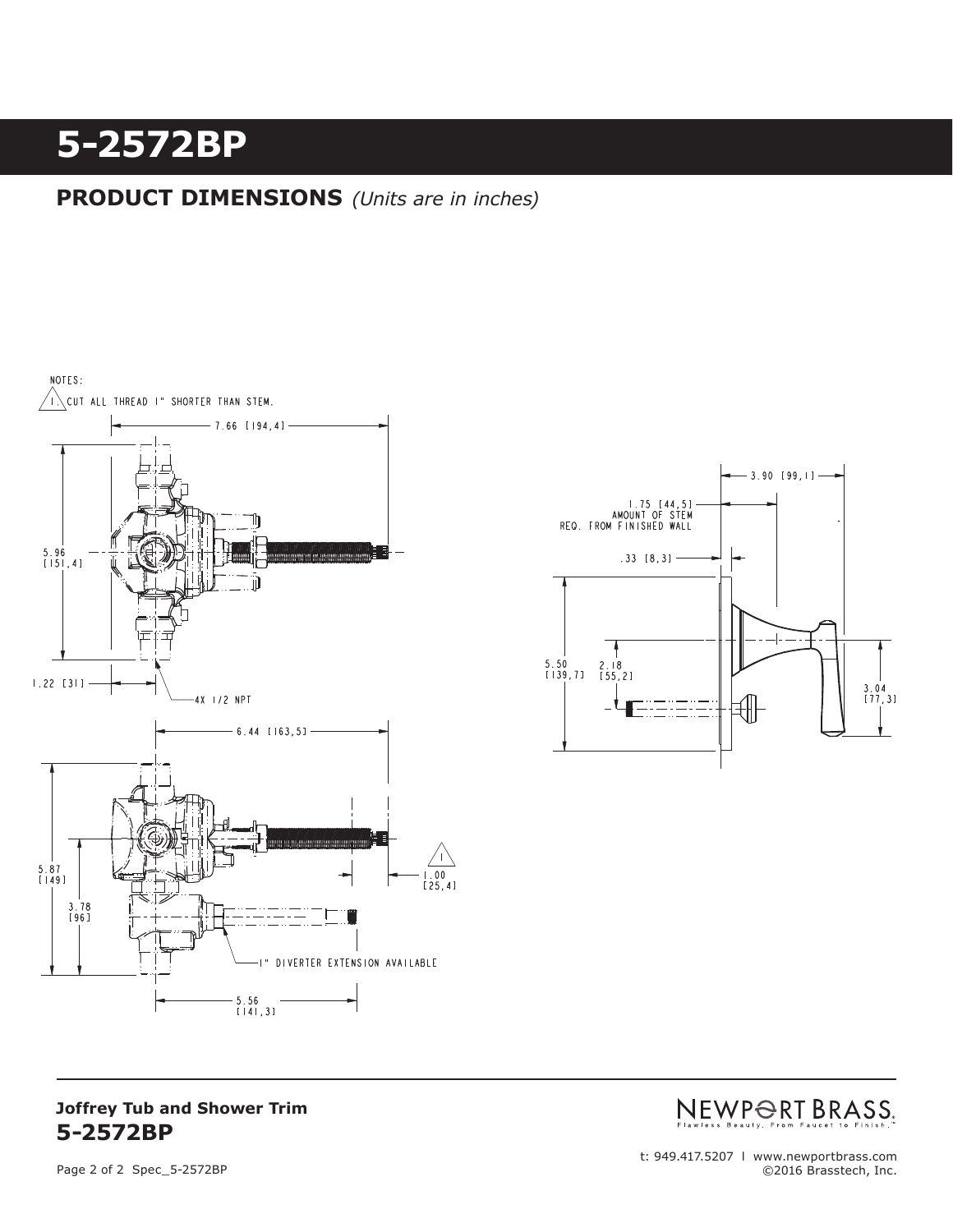# 5-2572BP

## PRODUCT DIMENSIONS *(Units are in inches)*

NOTES:
1. CUT ALL THREAD 1" SHORTER THAN STEM.

7.66 [194,4]

5.96 [151,4]

1.22 [31]

4X 1/2 NPT

6.44 [163,5]

5.87 [149]

3.78 [96]

1.00 [25,4]

1" DIVERTER EXTENSION AVAILABLE

5.56 [141,3]

3.90 [99,1]

1.75 [44,5] AMOUNT OF STEM REQ. FROM FINISHED WALL

.33 [8,3]

5.50 [139,7]

2.18 [55,2]

3.04 [77,3]

**Joffrey Tub and Shower Trim**
**5-2572BP**

Spec_5-2572BP

NEWPORT BRASS. Flawless Beauty. From Faucet to Finish.™

t: 949.417.5207 | www.newportbrass.com
©2016 Brasstech, Inc.